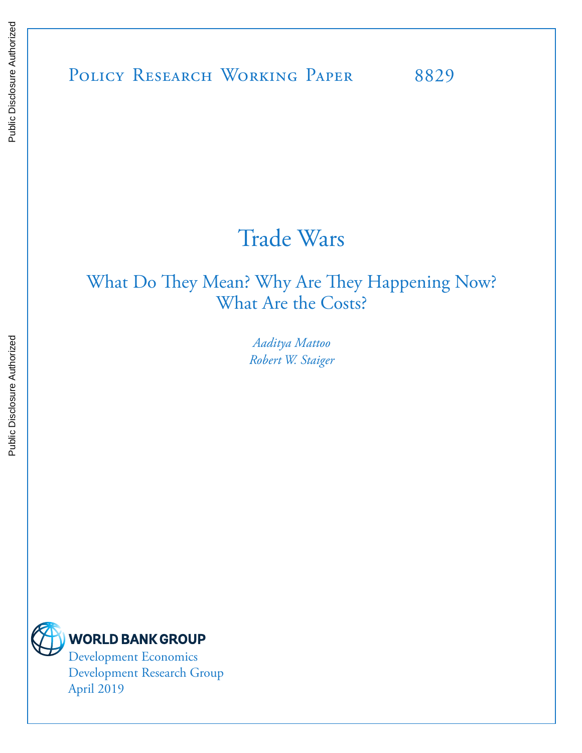Public Disclosure Authorized

Public Disclosure Authorized

Policy Research Working Paper 8829

# Trade Wars

## What Do They Mean? Why Are They Happening Now? What Are the Costs?

*Aaditya Mattoo*
*Robert W. Staiger*

WORLD BANK GROUP
Development Economics
Development Research Group
April 2019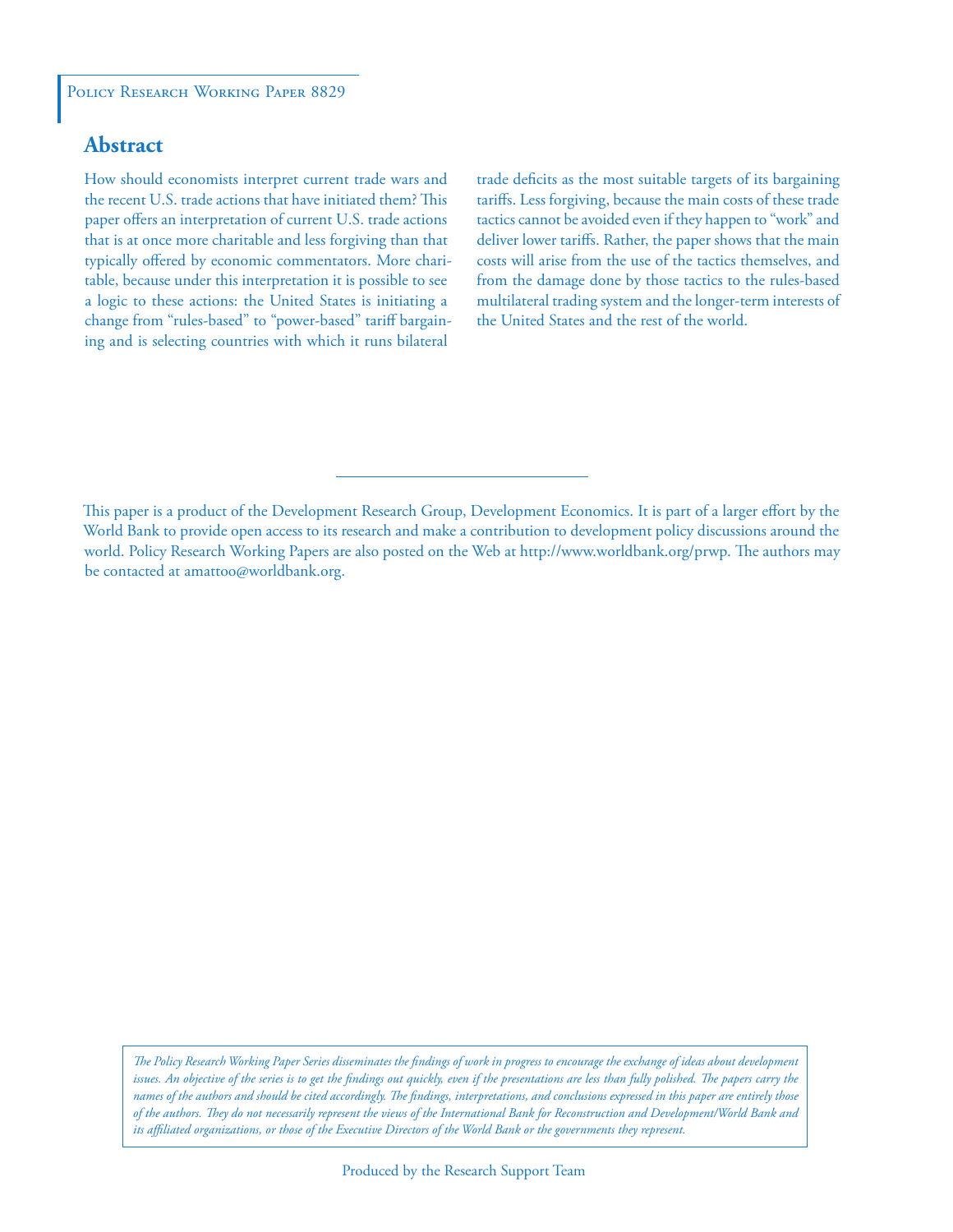Policy Research Working Paper 8829

## Abstract

How should economists interpret current trade wars and the recent U.S. trade actions that have initiated them? This paper offers an interpretation of current U.S. trade actions that is at once more charitable and less forgiving than that typically offered by economic commentators. More charitable, because under this interpretation it is possible to see a logic to these actions: the United States is initiating a change from "rules-based" to "power-based" tariff bargaining and is selecting countries with which it runs bilateral trade deficits as the most suitable targets of its bargaining tariffs. Less forgiving, because the main costs of these trade tactics cannot be avoided even if they happen to "work" and deliver lower tariffs. Rather, the paper shows that the main costs will arise from the use of the tactics themselves, and from the damage done by those tactics to the rules-based multilateral trading system and the longer-term interests of the United States and the rest of the world.

This paper is a product of the Development Research Group, Development Economics. It is part of a larger effort by the World Bank to provide open access to its research and make a contribution to development policy discussions around the world. Policy Research Working Papers are also posted on the Web at http://www.worldbank.org/prwp. The authors may be contacted at amattoo@worldbank.org.

*The Policy Research Working Paper Series disseminates the findings of work in progress to encourage the exchange of ideas about development issues. An objective of the series is to get the findings out quickly, even if the presentations are less than fully polished. The papers carry the names of the authors and should be cited accordingly. The findings, interpretations, and conclusions expressed in this paper are entirely those of the authors. They do not necessarily represent the views of the International Bank for Reconstruction and Development/World Bank and its affiliated organizations, or those of the Executive Directors of the World Bank or the governments they represent.*

Produced by the Research Support Team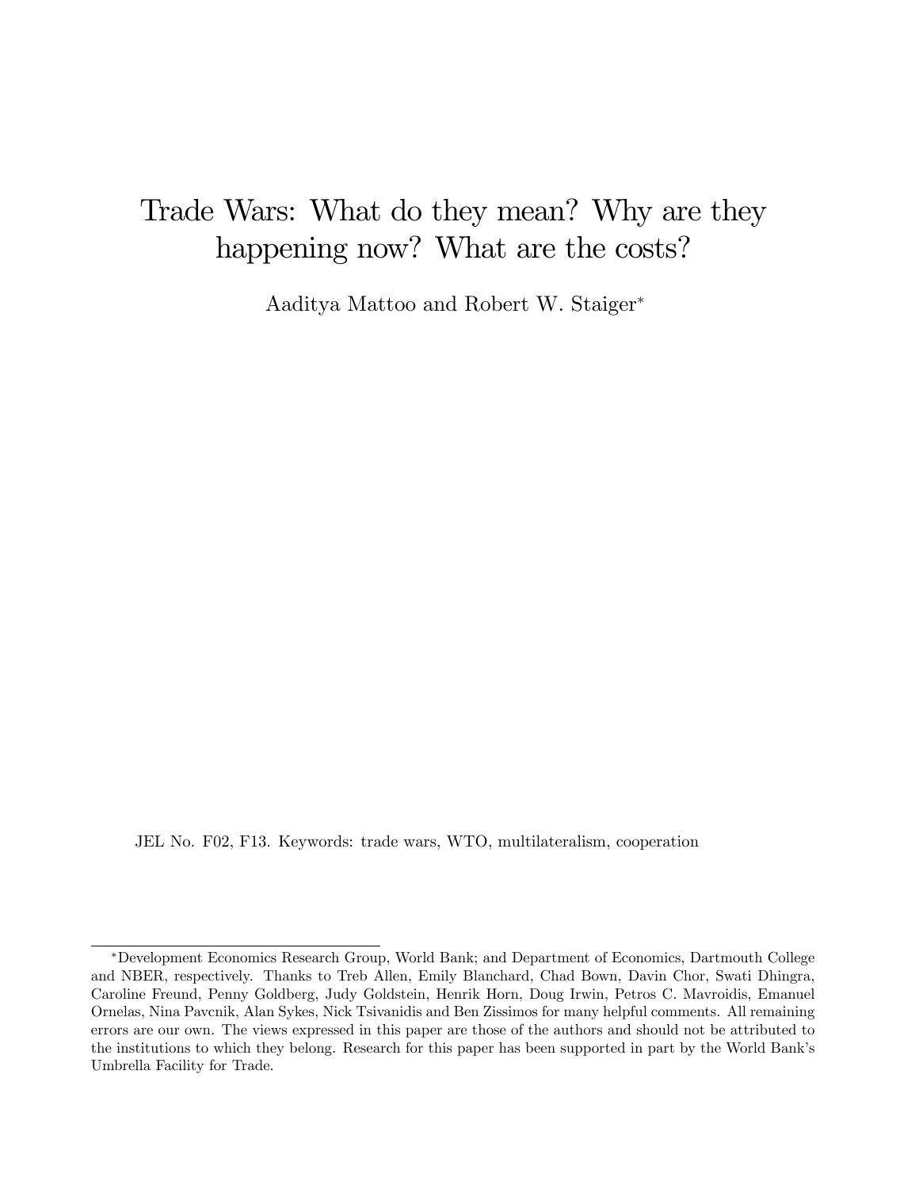# Trade Wars: What do they mean? Why are they happening now? What are the costs?

Aaditya Mattoo and Robert W. Staiger*

JEL No. F02, F13. Keywords: trade wars, WTO, multilateralism, cooperation

*Development Economics Research Group, World Bank; and Department of Economics, Dartmouth College and NBER, respectively. Thanks to Treb Allen, Emily Blanchard, Chad Bown, Davin Chor, Swati Dhingra, Caroline Freund, Penny Goldberg, Judy Goldstein, Henrik Horn, Doug Irwin, Petros C. Mavroidis, Emanuel Ornelas, Nina Pavcnik, Alan Sykes, Nick Tsivanidis and Ben Zissimos for many helpful comments. All remaining errors are our own. The views expressed in this paper are those of the authors and should not be attributed to the institutions to which they belong. Research for this paper has been supported in part by the World Bank's Umbrella Facility for Trade.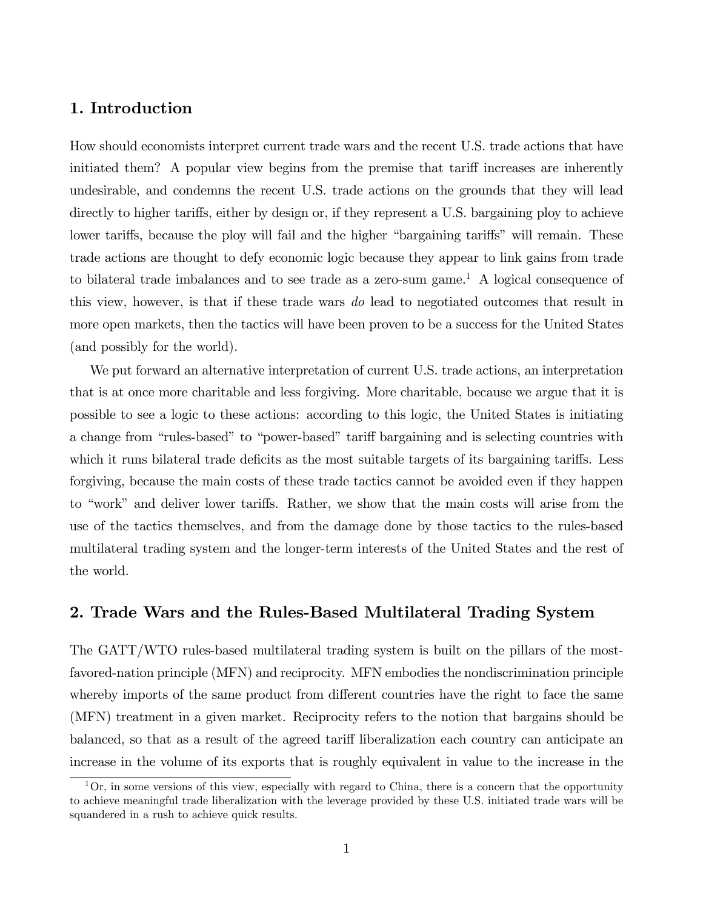## 1. Introduction

How should economists interpret current trade wars and the recent U.S. trade actions that have initiated them? A popular view begins from the premise that tariff increases are inherently undesirable, and condemns the recent U.S. trade actions on the grounds that they will lead directly to higher tariffs, either by design or, if they represent a U.S. bargaining ploy to achieve lower tariffs, because the ploy will fail and the higher "bargaining tariffs" will remain. These trade actions are thought to defy economic logic because they appear to link gains from trade to bilateral trade imbalances and to see trade as a zero-sum game.[1] A logical consequence of this view, however, is that if these trade wars *do* lead to negotiated outcomes that result in more open markets, then the tactics will have been proven to be a success for the United States (and possibly for the world).

We put forward an alternative interpretation of current U.S. trade actions, an interpretation that is at once more charitable and less forgiving. More charitable, because we argue that it is possible to see a logic to these actions: according to this logic, the United States is initiating a change from "rules-based" to "power-based" tariff bargaining and is selecting countries with which it runs bilateral trade deficits as the most suitable targets of its bargaining tariffs. Less forgiving, because the main costs of these trade tactics cannot be avoided even if they happen to "work" and deliver lower tariffs. Rather, we show that the main costs will arise from the use of the tactics themselves, and from the damage done by those tactics to the rules-based multilateral trading system and the longer-term interests of the United States and the rest of the world.

## 2. Trade Wars and the Rules-Based Multilateral Trading System

The GATT/WTO rules-based multilateral trading system is built on the pillars of the most-favored-nation principle (MFN) and reciprocity. MFN embodies the nondiscrimination principle whereby imports of the same product from different countries have the right to face the same (MFN) treatment in a given market. Reciprocity refers to the notion that bargains should be balanced, so that as a result of the agreed tariff liberalization each country can anticipate an increase in the volume of its exports that is roughly equivalent in value to the increase in the

[1] Or, in some versions of this view, especially with regard to China, there is a concern that the opportunity to achieve meaningful trade liberalization with the leverage provided by these U.S. initiated trade wars will be squandered in a rush to achieve quick results.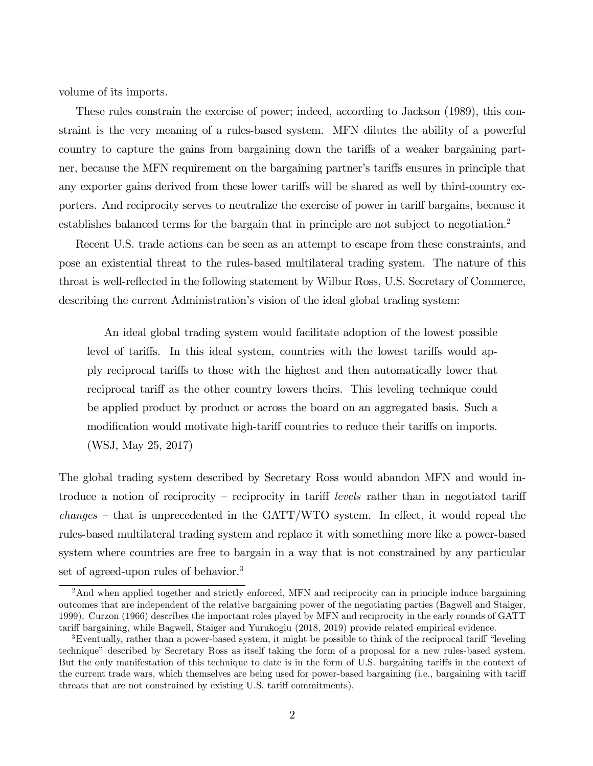volume of its imports.

These rules constrain the exercise of power; indeed, according to Jackson (1989), this constraint is the very meaning of a rules-based system. MFN dilutes the ability of a powerful country to capture the gains from bargaining down the tariffs of a weaker bargaining partner, because the MFN requirement on the bargaining partner's tariffs ensures in principle that any exporter gains derived from these lower tariffs will be shared as well by third-country exporters. And reciprocity serves to neutralize the exercise of power in tariff bargains, because it establishes balanced terms for the bargain that in principle are not subject to negotiation.[2]

Recent U.S. trade actions can be seen as an attempt to escape from these constraints, and pose an existential threat to the rules-based multilateral trading system. The nature of this threat is well-reflected in the following statement by Wilbur Ross, U.S. Secretary of Commerce, describing the current Administration's vision of the ideal global trading system:

> An ideal global trading system would facilitate adoption of the lowest possible level of tariffs. In this ideal system, countries with the lowest tariffs would apply reciprocal tariffs to those with the highest and then automatically lower that reciprocal tariff as the other country lowers theirs. This leveling technique could be applied product by product or across the board on an aggregated basis. Such a modification would motivate high-tariff countries to reduce their tariffs on imports. (WSJ, May 25, 2017)

The global trading system described by Secretary Ross would abandon MFN and would introduce a notion of reciprocity – reciprocity in tariff *levels* rather than in negotiated tariff *changes* – that is unprecedented in the GATT/WTO system. In effect, it would repeal the rules-based multilateral trading system and replace it with something more like a power-based system where countries are free to bargain in a way that is not constrained by any particular set of agreed-upon rules of behavior.[3]

[2] And when applied together and strictly enforced, MFN and reciprocity can in principle induce bargaining outcomes that are independent of the relative bargaining power of the negotiating parties (Bagwell and Staiger, 1999). Curzon (1966) describes the important roles played by MFN and reciprocity in the early rounds of GATT tariff bargaining, while Bagwell, Staiger and Yurukoglu (2018, 2019) provide related empirical evidence.

[3] Eventually, rather than a power-based system, it might be possible to think of the reciprocal tariff "leveling technique" described by Secretary Ross as itself taking the form of a proposal for a new rules-based system. But the only manifestation of this technique to date is in the form of U.S. bargaining tariffs in the context of the current trade wars, which themselves are being used for power-based bargaining (i.e., bargaining with tariff threats that are not constrained by existing U.S. tariff commitments).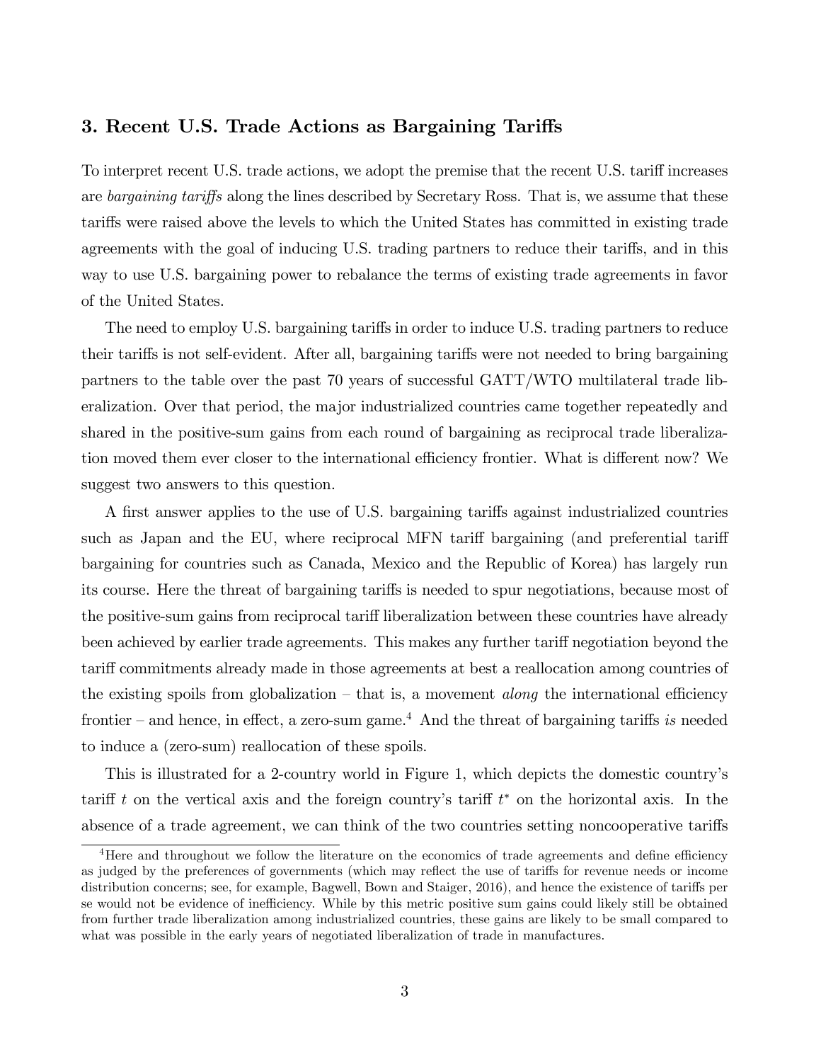## 3. Recent U.S. Trade Actions as Bargaining Tariffs

To interpret recent U.S. trade actions, we adopt the premise that the recent U.S. tariff increases are *bargaining tariffs* along the lines described by Secretary Ross. That is, we assume that these tariffs were raised above the levels to which the United States has committed in existing trade agreements with the goal of inducing U.S. trading partners to reduce their tariffs, and in this way to use U.S. bargaining power to rebalance the terms of existing trade agreements in favor of the United States.

The need to employ U.S. bargaining tariffs in order to induce U.S. trading partners to reduce their tariffs is not self-evident. After all, bargaining tariffs were not needed to bring bargaining partners to the table over the past 70 years of successful GATT/WTO multilateral trade liberalization. Over that period, the major industrialized countries came together repeatedly and shared in the positive-sum gains from each round of bargaining as reciprocal trade liberalization moved them ever closer to the international efficiency frontier. What is different now? We suggest two answers to this question.

A first answer applies to the use of U.S. bargaining tariffs against industrialized countries such as Japan and the EU, where reciprocal MFN tariff bargaining (and preferential tariff bargaining for countries such as Canada, Mexico and the Republic of Korea) has largely run its course. Here the threat of bargaining tariffs is needed to spur negotiations, because most of the positive-sum gains from reciprocal tariff liberalization between these countries have already been achieved by earlier trade agreements. This makes any further tariff negotiation beyond the tariff commitments already made in those agreements at best a reallocation among countries of the existing spoils from globalization – that is, a movement *along* the international efficiency frontier – and hence, in effect, a zero-sum game.[4] And the threat of bargaining tariffs *is* needed to induce a (zero-sum) reallocation of these spoils.

This is illustrated for a 2-country world in Figure 1, which depicts the domestic country's tariff $t$ on the vertical axis and the foreign country's tariff $t^*$ on the horizontal axis. In the absence of a trade agreement, we can think of the two countries setting noncooperative tariffs

[4] Here and throughout we follow the literature on the economics of trade agreements and define efficiency as judged by the preferences of governments (which may reflect the use of tariffs for revenue needs or income distribution concerns; see, for example, Bagwell, Bown and Staiger, 2016), and hence the existence of tariffs per se would not be evidence of inefficiency. While by this metric positive sum gains could likely still be obtained from further trade liberalization among industrialized countries, these gains are likely to be small compared to what was possible in the early years of negotiated liberalization of trade in manufactures.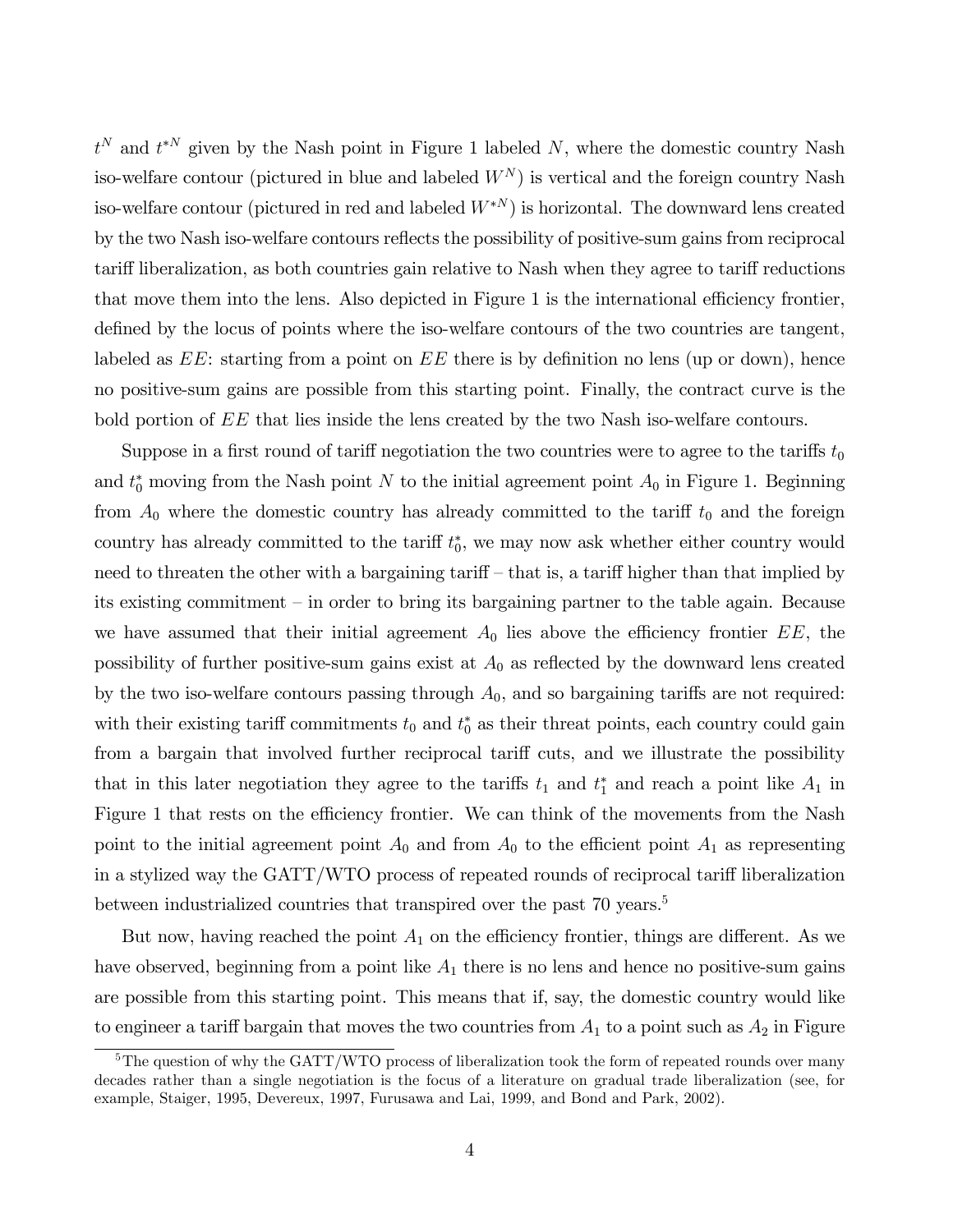$t^N$ and $t^{*N}$ given by the Nash point in Figure 1 labeled $N$, where the domestic country Nash iso-welfare contour (pictured in blue and labeled $W^N$) is vertical and the foreign country Nash iso-welfare contour (pictured in red and labeled $W^{*N}$) is horizontal. The downward lens created by the two Nash iso-welfare contours reflects the possibility of positive-sum gains from reciprocal tariff liberalization, as both countries gain relative to Nash when they agree to tariff reductions that move them into the lens. Also depicted in Figure 1 is the international efficiency frontier, defined by the locus of points where the iso-welfare contours of the two countries are tangent, labeled as $EE$: starting from a point on $EE$ there is by definition no lens (up or down), hence no positive-sum gains are possible from this starting point. Finally, the contract curve is the bold portion of $EE$ that lies inside the lens created by the two Nash iso-welfare contours.

Suppose in a first round of tariff negotiation the two countries were to agree to the tariffs $t_0$ and $t_0^*$ moving from the Nash point $N$ to the initial agreement point $A_0$ in Figure 1. Beginning from $A_0$ where the domestic country has already committed to the tariff $t_0$ and the foreign country has already committed to the tariff $t_0^*$, we may now ask whether either country would need to threaten the other with a bargaining tariff – that is, a tariff higher than that implied by its existing commitment – in order to bring its bargaining partner to the table again. Because we have assumed that their initial agreement $A_0$ lies above the efficiency frontier $EE$, the possibility of further positive-sum gains exist at $A_0$ as reflected by the downward lens created by the two iso-welfare contours passing through $A_0$, and so bargaining tariffs are not required: with their existing tariff commitments $t_0$ and $t_0^*$ as their threat points, each country could gain from a bargain that involved further reciprocal tariff cuts, and we illustrate the possibility that in this later negotiation they agree to the tariffs $t_1$ and $t_1^*$ and reach a point like $A_1$ in Figure 1 that rests on the efficiency frontier. We can think of the movements from the Nash point to the initial agreement point $A_0$ and from $A_0$ to the efficient point $A_1$ as representing in a stylized way the GATT/WTO process of repeated rounds of reciprocal tariff liberalization between industrialized countries that transpired over the past 70 years.[5]

But now, having reached the point $A_1$ on the efficiency frontier, things are different. As we have observed, beginning from a point like $A_1$ there is no lens and hence no positive-sum gains are possible from this starting point. This means that if, say, the domestic country would like to engineer a tariff bargain that moves the two countries from $A_1$ to a point such as $A_2$ in Figure

[5] The question of why the GATT/WTO process of liberalization took the form of repeated rounds over many decades rather than a single negotiation is the focus of a literature on gradual trade liberalization (see, for example, Staiger, 1995, Devereux, 1997, Furusawa and Lai, 1999, and Bond and Park, 2002).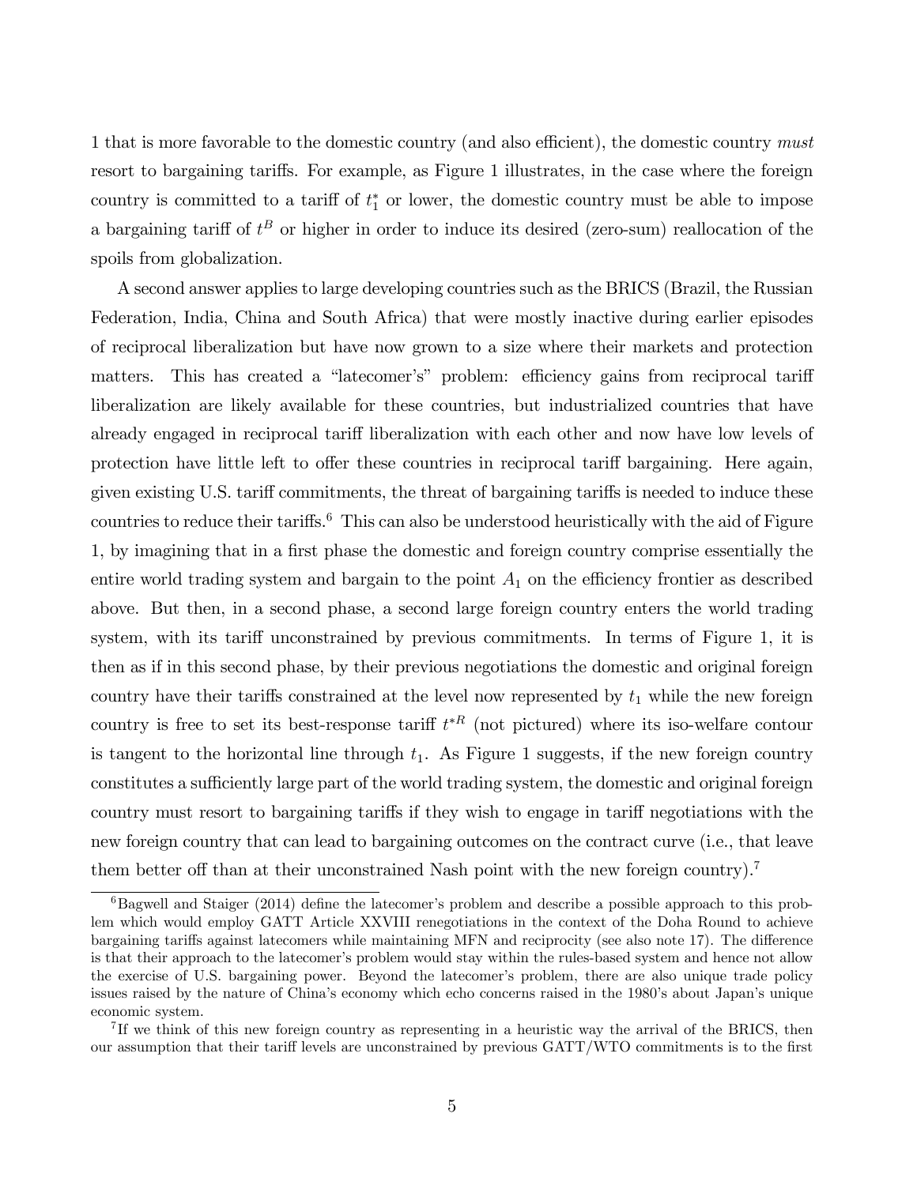1 that is more favorable to the domestic country (and also efficient), the domestic country *must* resort to bargaining tariffs. For example, as Figure 1 illustrates, in the case where the foreign country is committed to a tariff of $t_1^*$ or lower, the domestic country must be able to impose a bargaining tariff of $t^B$ or higher in order to induce its desired (zero-sum) reallocation of the spoils from globalization.

A second answer applies to large developing countries such as the BRICS (Brazil, the Russian Federation, India, China and South Africa) that were mostly inactive during earlier episodes of reciprocal liberalization but have now grown to a size where their markets and protection matters. This has created a "latecomer's" problem: efficiency gains from reciprocal tariff liberalization are likely available for these countries, but industrialized countries that have already engaged in reciprocal tariff liberalization with each other and now have low levels of protection have little left to offer these countries in reciprocal tariff bargaining. Here again, given existing U.S. tariff commitments, the threat of bargaining tariffs is needed to induce these countries to reduce their tariffs.[6] This can also be understood heuristically with the aid of Figure 1, by imagining that in a first phase the domestic and foreign country comprise essentially the entire world trading system and bargain to the point $A_1$ on the efficiency frontier as described above. But then, in a second phase, a second large foreign country enters the world trading system, with its tariff unconstrained by previous commitments. In terms of Figure 1, it is then as if in this second phase, by their previous negotiations the domestic and original foreign country have their tariffs constrained at the level now represented by $t_1$ while the new foreign country is free to set its best-response tariff $t^{*R}$ (not pictured) where its iso-welfare contour is tangent to the horizontal line through $t_1$. As Figure 1 suggests, if the new foreign country constitutes a sufficiently large part of the world trading system, the domestic and original foreign country must resort to bargaining tariffs if they wish to engage in tariff negotiations with the new foreign country that can lead to bargaining outcomes on the contract curve (i.e., that leave them better off than at their unconstrained Nash point with the new foreign country).[7]

[6] Bagwell and Staiger (2014) define the latecomer's problem and describe a possible approach to this problem which would employ GATT Article XXVIII renegotiations in the context of the Doha Round to achieve bargaining tariffs against latecomers while maintaining MFN and reciprocity (see also note 17). The difference is that their approach to the latecomer's problem would stay within the rules-based system and hence not allow the exercise of U.S. bargaining power. Beyond the latecomer's problem, there are also unique trade policy issues raised by the nature of China's economy which echo concerns raised in the 1980's about Japan's unique economic system.

[7] If we think of this new foreign country as representing in a heuristic way the arrival of the BRICS, then our assumption that their tariff levels are unconstrained by previous GATT/WTO commitments is to the first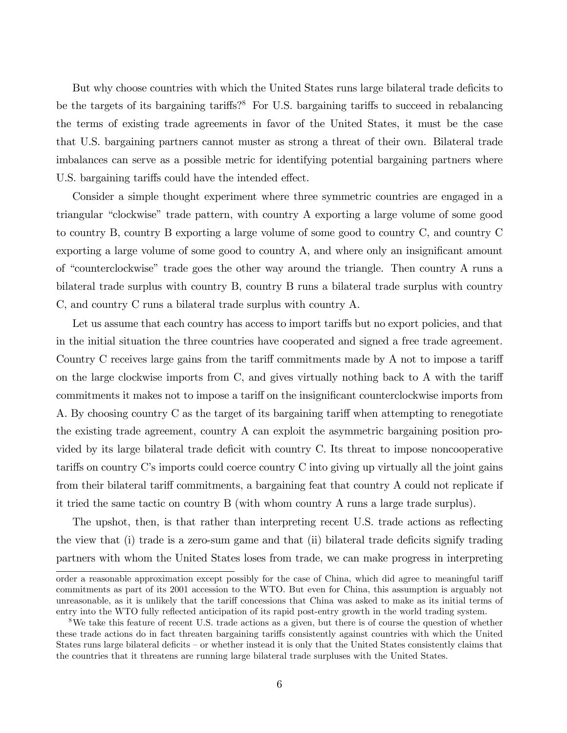But why choose countries with which the United States runs large bilateral trade deficits to be the targets of its bargaining tariffs?[8] For U.S. bargaining tariffs to succeed in rebalancing the terms of existing trade agreements in favor of the United States, it must be the case that U.S. bargaining partners cannot muster as strong a threat of their own. Bilateral trade imbalances can serve as a possible metric for identifying potential bargaining partners where U.S. bargaining tariffs could have the intended effect.

Consider a simple thought experiment where three symmetric countries are engaged in a triangular "clockwise" trade pattern, with country A exporting a large volume of some good to country B, country B exporting a large volume of some good to country C, and country C exporting a large volume of some good to country A, and where only an insignificant amount of "counterclockwise" trade goes the other way around the triangle. Then country A runs a bilateral trade surplus with country B, country B runs a bilateral trade surplus with country C, and country C runs a bilateral trade surplus with country A.

Let us assume that each country has access to import tariffs but no export policies, and that in the initial situation the three countries have cooperated and signed a free trade agreement. Country C receives large gains from the tariff commitments made by A not to impose a tariff on the large clockwise imports from C, and gives virtually nothing back to A with the tariff commitments it makes not to impose a tariff on the insignificant counterclockwise imports from A. By choosing country C as the target of its bargaining tariff when attempting to renegotiate the existing trade agreement, country A can exploit the asymmetric bargaining position provided by its large bilateral trade deficit with country C. Its threat to impose noncooperative tariffs on country C's imports could coerce country C into giving up virtually all the joint gains from their bilateral tariff commitments, a bargaining feat that country A could not replicate if it tried the same tactic on country B (with whom country A runs a large trade surplus).

The upshot, then, is that rather than interpreting recent U.S. trade actions as reflecting the view that (i) trade is a zero-sum game and that (ii) bilateral trade deficits signify trading partners with whom the United States loses from trade, we can make progress in interpreting

order a reasonable approximation except possibly for the case of China, which did agree to meaningful tariff commitments as part of its 2001 accession to the WTO. But even for China, this assumption is arguably not unreasonable, as it is unlikely that the tariff concessions that China was asked to make as its initial terms of entry into the WTO fully reflected anticipation of its rapid post-entry growth in the world trading system.

[8] We take this feature of recent U.S. trade actions as a given, but there is of course the question of whether these trade actions do in fact threaten bargaining tariffs consistently against countries with which the United States runs large bilateral deficits – or whether instead it is only that the United States consistently claims that the countries that it threatens are running large bilateral trade surpluses with the United States.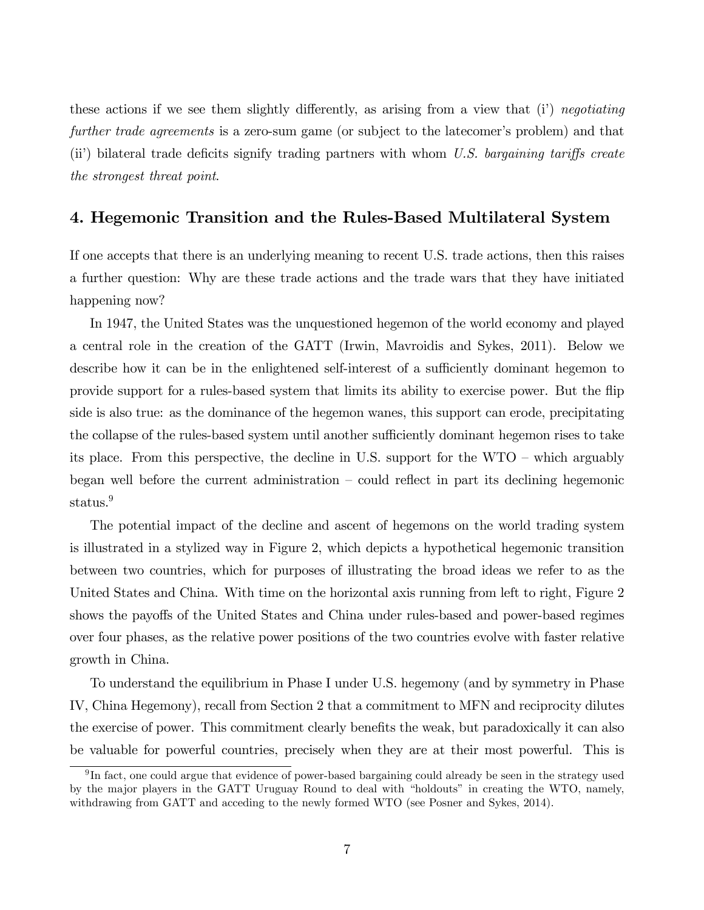these actions if we see them slightly differently, as arising from a view that (i') *negotiating further trade agreements* is a zero-sum game (or subject to the latecomer's problem) and that (ii') bilateral trade deficits signify trading partners with whom *U.S. bargaining tariffs create the strongest threat point*.

## 4. Hegemonic Transition and the Rules-Based Multilateral System

If one accepts that there is an underlying meaning to recent U.S. trade actions, then this raises a further question: Why are these trade actions and the trade wars that they have initiated happening now?

In 1947, the United States was the unquestioned hegemon of the world economy and played a central role in the creation of the GATT (Irwin, Mavroidis and Sykes, 2011). Below we describe how it can be in the enlightened self-interest of a sufficiently dominant hegemon to provide support for a rules-based system that limits its ability to exercise power. But the flip side is also true: as the dominance of the hegemon wanes, this support can erode, precipitating the collapse of the rules-based system until another sufficiently dominant hegemon rises to take its place. From this perspective, the decline in U.S. support for the WTO – which arguably began well before the current administration – could reflect in part its declining hegemonic status.[9]

The potential impact of the decline and ascent of hegemons on the world trading system is illustrated in a stylized way in Figure 2, which depicts a hypothetical hegemonic transition between two countries, which for purposes of illustrating the broad ideas we refer to as the United States and China. With time on the horizontal axis running from left to right, Figure 2 shows the payoffs of the United States and China under rules-based and power-based regimes over four phases, as the relative power positions of the two countries evolve with faster relative growth in China.

To understand the equilibrium in Phase I under U.S. hegemony (and by symmetry in Phase IV, China Hegemony), recall from Section 2 that a commitment to MFN and reciprocity dilutes the exercise of power. This commitment clearly benefits the weak, but paradoxically it can also be valuable for powerful countries, precisely when they are at their most powerful. This is

[9] In fact, one could argue that evidence of power-based bargaining could already be seen in the strategy used by the major players in the GATT Uruguay Round to deal with "holdouts" in creating the WTO, namely, withdrawing from GATT and acceding to the newly formed WTO (see Posner and Sykes, 2014).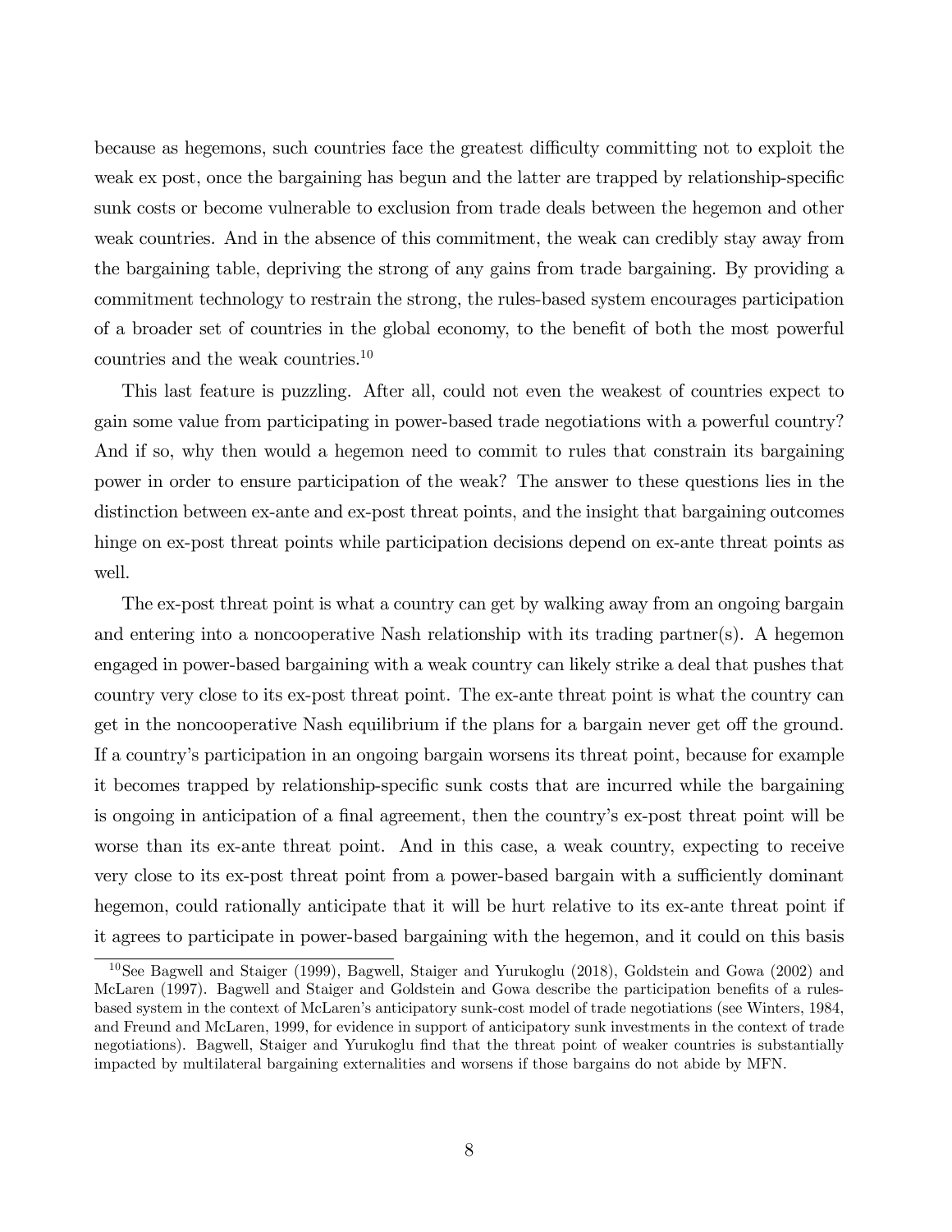because as hegemons, such countries face the greatest difficulty committing not to exploit the weak ex post, once the bargaining has begun and the latter are trapped by relationship-specific sunk costs or become vulnerable to exclusion from trade deals between the hegemon and other weak countries. And in the absence of this commitment, the weak can credibly stay away from the bargaining table, depriving the strong of any gains from trade bargaining. By providing a commitment technology to restrain the strong, the rules-based system encourages participation of a broader set of countries in the global economy, to the benefit of both the most powerful countries and the weak countries.[10]

This last feature is puzzling. After all, could not even the weakest of countries expect to gain some value from participating in power-based trade negotiations with a powerful country? And if so, why then would a hegemon need to commit to rules that constrain its bargaining power in order to ensure participation of the weak? The answer to these questions lies in the distinction between ex-ante and ex-post threat points, and the insight that bargaining outcomes hinge on ex-post threat points while participation decisions depend on ex-ante threat points as well.

The ex-post threat point is what a country can get by walking away from an ongoing bargain and entering into a noncooperative Nash relationship with its trading partner(s). A hegemon engaged in power-based bargaining with a weak country can likely strike a deal that pushes that country very close to its ex-post threat point. The ex-ante threat point is what the country can get in the noncooperative Nash equilibrium if the plans for a bargain never get off the ground. If a country's participation in an ongoing bargain worsens its threat point, because for example it becomes trapped by relationship-specific sunk costs that are incurred while the bargaining is ongoing in anticipation of a final agreement, then the country's ex-post threat point will be worse than its ex-ante threat point. And in this case, a weak country, expecting to receive very close to its ex-post threat point from a power-based bargain with a sufficiently dominant hegemon, could rationally anticipate that it will be hurt relative to its ex-ante threat point if it agrees to participate in power-based bargaining with the hegemon, and it could on this basis

[10]See Bagwell and Staiger (1999), Bagwell, Staiger and Yurukoglu (2018), Goldstein and Gowa (2002) and McLaren (1997). Bagwell and Staiger and Goldstein and Gowa describe the participation benefits of a rules-based system in the context of McLaren's anticipatory sunk-cost model of trade negotiations (see Winters, 1984, and Freund and McLaren, 1999, for evidence in support of anticipatory sunk investments in the context of trade negotiations). Bagwell, Staiger and Yurukoglu find that the threat point of weaker countries is substantially impacted by multilateral bargaining externalities and worsens if those bargains do not abide by MFN.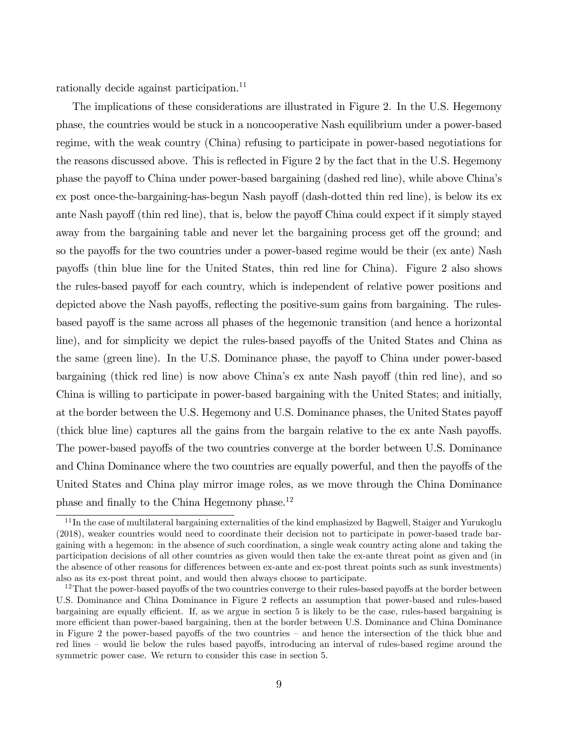rationally decide against participation.[11]

The implications of these considerations are illustrated in Figure 2. In the U.S. Hegemony phase, the countries would be stuck in a noncooperative Nash equilibrium under a power-based regime, with the weak country (China) refusing to participate in power-based negotiations for the reasons discussed above. This is reflected in Figure 2 by the fact that in the U.S. Hegemony phase the payoff to China under power-based bargaining (dashed red line), while above China's ex post once-the-bargaining-has-begun Nash payoff (dash-dotted thin red line), is below its ex ante Nash payoff (thin red line), that is, below the payoff China could expect if it simply stayed away from the bargaining table and never let the bargaining process get off the ground; and so the payoffs for the two countries under a power-based regime would be their (ex ante) Nash payoffs (thin blue line for the United States, thin red line for China). Figure 2 also shows the rules-based payoff for each country, which is independent of relative power positions and depicted above the Nash payoffs, reflecting the positive-sum gains from bargaining. The rules-based payoff is the same across all phases of the hegemonic transition (and hence a horizontal line), and for simplicity we depict the rules-based payoffs of the United States and China as the same (green line). In the U.S. Dominance phase, the payoff to China under power-based bargaining (thick red line) is now above China's ex ante Nash payoff (thin red line), and so China is willing to participate in power-based bargaining with the United States; and initially, at the border between the U.S. Hegemony and U.S. Dominance phases, the United States payoff (thick blue line) captures all the gains from the bargain relative to the ex ante Nash payoffs. The power-based payoffs of the two countries converge at the border between U.S. Dominance and China Dominance where the two countries are equally powerful, and then the payoffs of the United States and China play mirror image roles, as we move through the China Dominance phase and finally to the China Hegemony phase.[12]

[11] In the case of multilateral bargaining externalities of the kind emphasized by Bagwell, Staiger and Yurukoglu (2018), weaker countries would need to coordinate their decision not to participate in power-based trade bargaining with a hegemon: in the absence of such coordination, a single weak country acting alone and taking the participation decisions of all other countries as given would then take the ex-ante threat point as given and (in the absence of other reasons for differences between ex-ante and ex-post threat points such as sunk investments) also as its ex-post threat point, and would then always choose to participate.

[12] That the power-based payoffs of the two countries converge to their rules-based payoffs at the border between U.S. Dominance and China Dominance in Figure 2 reflects an assumption that power-based and rules-based bargaining are equally efficient. If, as we argue in section 5 is likely to be the case, rules-based bargaining is more efficient than power-based bargaining, then at the border between U.S. Dominance and China Dominance in Figure 2 the power-based payoffs of the two countries – and hence the intersection of the thick blue and red lines – would lie below the rules based payoffs, introducing an interval of rules-based regime around the symmetric power case. We return to consider this case in section 5.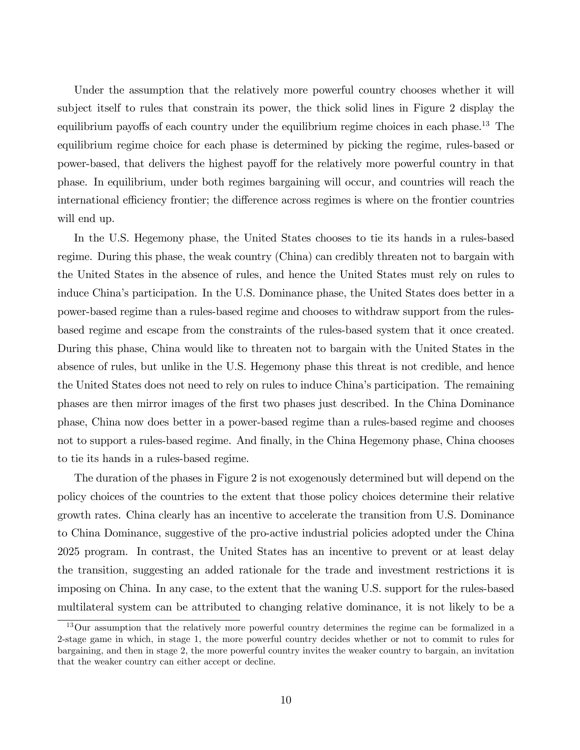Under the assumption that the relatively more powerful country chooses whether it will subject itself to rules that constrain its power, the thick solid lines in Figure 2 display the equilibrium payoffs of each country under the equilibrium regime choices in each phase.[13] The equilibrium regime choice for each phase is determined by picking the regime, rules-based or power-based, that delivers the highest payoff for the relatively more powerful country in that phase. In equilibrium, under both regimes bargaining will occur, and countries will reach the international efficiency frontier; the difference across regimes is where on the frontier countries will end up.

In the U.S. Hegemony phase, the United States chooses to tie its hands in a rules-based regime. During this phase, the weak country (China) can credibly threaten not to bargain with the United States in the absence of rules, and hence the United States must rely on rules to induce China's participation. In the U.S. Dominance phase, the United States does better in a power-based regime than a rules-based regime and chooses to withdraw support from the rules-based regime and escape from the constraints of the rules-based system that it once created. During this phase, China would like to threaten not to bargain with the United States in the absence of rules, but unlike in the U.S. Hegemony phase this threat is not credible, and hence the United States does not need to rely on rules to induce China's participation. The remaining phases are then mirror images of the first two phases just described. In the China Dominance phase, China now does better in a power-based regime than a rules-based regime and chooses not to support a rules-based regime. And finally, in the China Hegemony phase, China chooses to tie its hands in a rules-based regime.

The duration of the phases in Figure 2 is not exogenously determined but will depend on the policy choices of the countries to the extent that those policy choices determine their relative growth rates. China clearly has an incentive to accelerate the transition from U.S. Dominance to China Dominance, suggestive of the pro-active industrial policies adopted under the China 2025 program. In contrast, the United States has an incentive to prevent or at least delay the transition, suggesting an added rationale for the trade and investment restrictions it is imposing on China. In any case, to the extent that the waning U.S. support for the rules-based multilateral system can be attributed to changing relative dominance, it is not likely to be a

[13] Our assumption that the relatively more powerful country determines the regime can be formalized in a 2-stage game in which, in stage 1, the more powerful country decides whether or not to commit to rules for bargaining, and then in stage 2, the more powerful country invites the weaker country to bargain, an invitation that the weaker country can either accept or decline.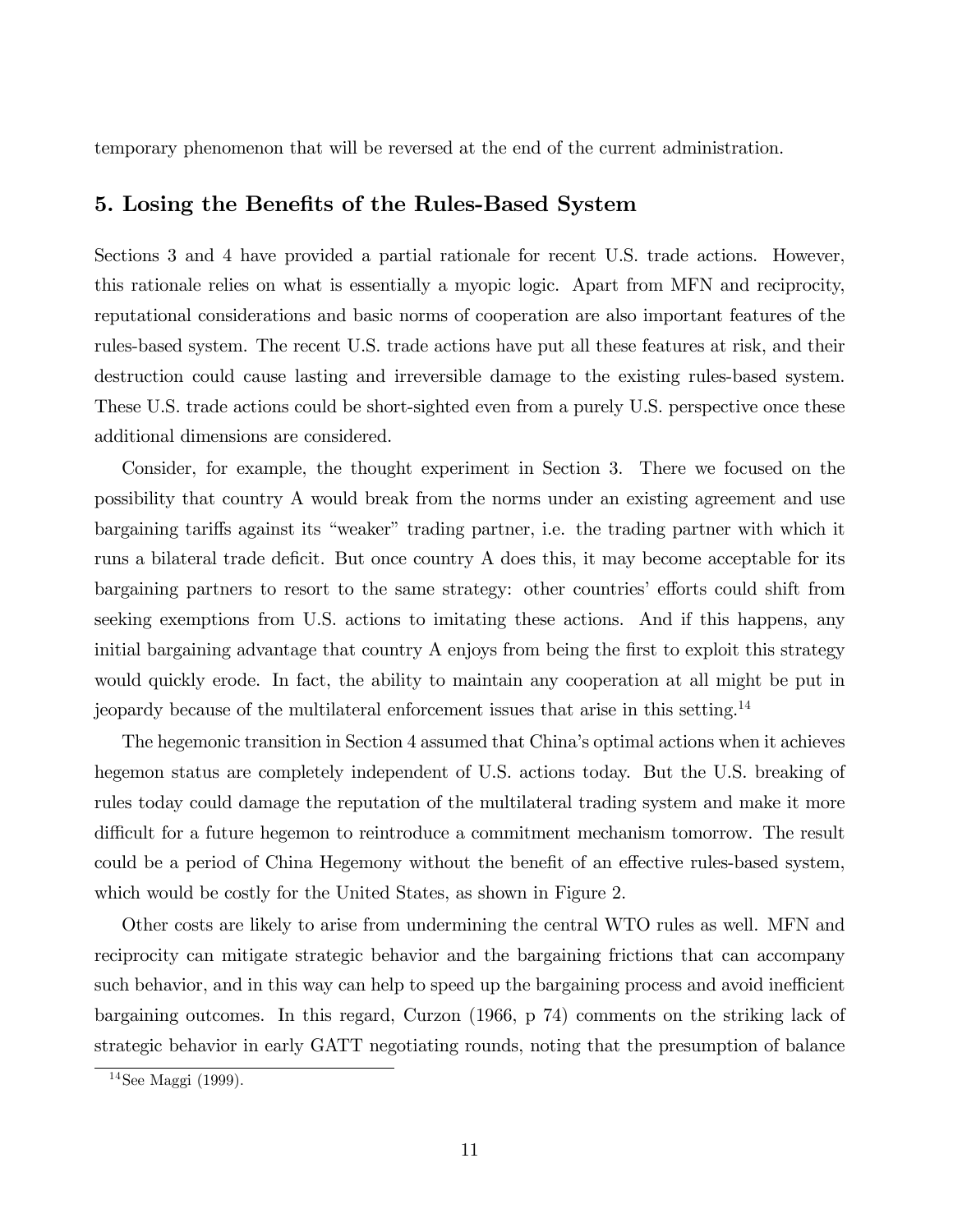temporary phenomenon that will be reversed at the end of the current administration.

## 5. Losing the Benefits of the Rules-Based System

Sections 3 and 4 have provided a partial rationale for recent U.S. trade actions. However, this rationale relies on what is essentially a myopic logic. Apart from MFN and reciprocity, reputational considerations and basic norms of cooperation are also important features of the rules-based system. The recent U.S. trade actions have put all these features at risk, and their destruction could cause lasting and irreversible damage to the existing rules-based system. These U.S. trade actions could be short-sighted even from a purely U.S. perspective once these additional dimensions are considered.

Consider, for example, the thought experiment in Section 3. There we focused on the possibility that country A would break from the norms under an existing agreement and use bargaining tariffs against its "weaker" trading partner, i.e. the trading partner with which it runs a bilateral trade deficit. But once country A does this, it may become acceptable for its bargaining partners to resort to the same strategy: other countries' efforts could shift from seeking exemptions from U.S. actions to imitating these actions. And if this happens, any initial bargaining advantage that country A enjoys from being the first to exploit this strategy would quickly erode. In fact, the ability to maintain any cooperation at all might be put in jeopardy because of the multilateral enforcement issues that arise in this setting.[14]

The hegemonic transition in Section 4 assumed that China's optimal actions when it achieves hegemon status are completely independent of U.S. actions today. But the U.S. breaking of rules today could damage the reputation of the multilateral trading system and make it more difficult for a future hegemon to reintroduce a commitment mechanism tomorrow. The result could be a period of China Hegemony without the benefit of an effective rules-based system, which would be costly for the United States, as shown in Figure 2.

Other costs are likely to arise from undermining the central WTO rules as well. MFN and reciprocity can mitigate strategic behavior and the bargaining frictions that can accompany such behavior, and in this way can help to speed up the bargaining process and avoid inefficient bargaining outcomes. In this regard, Curzon (1966, p 74) comments on the striking lack of strategic behavior in early GATT negotiating rounds, noting that the presumption of balance

[14] See Maggi (1999).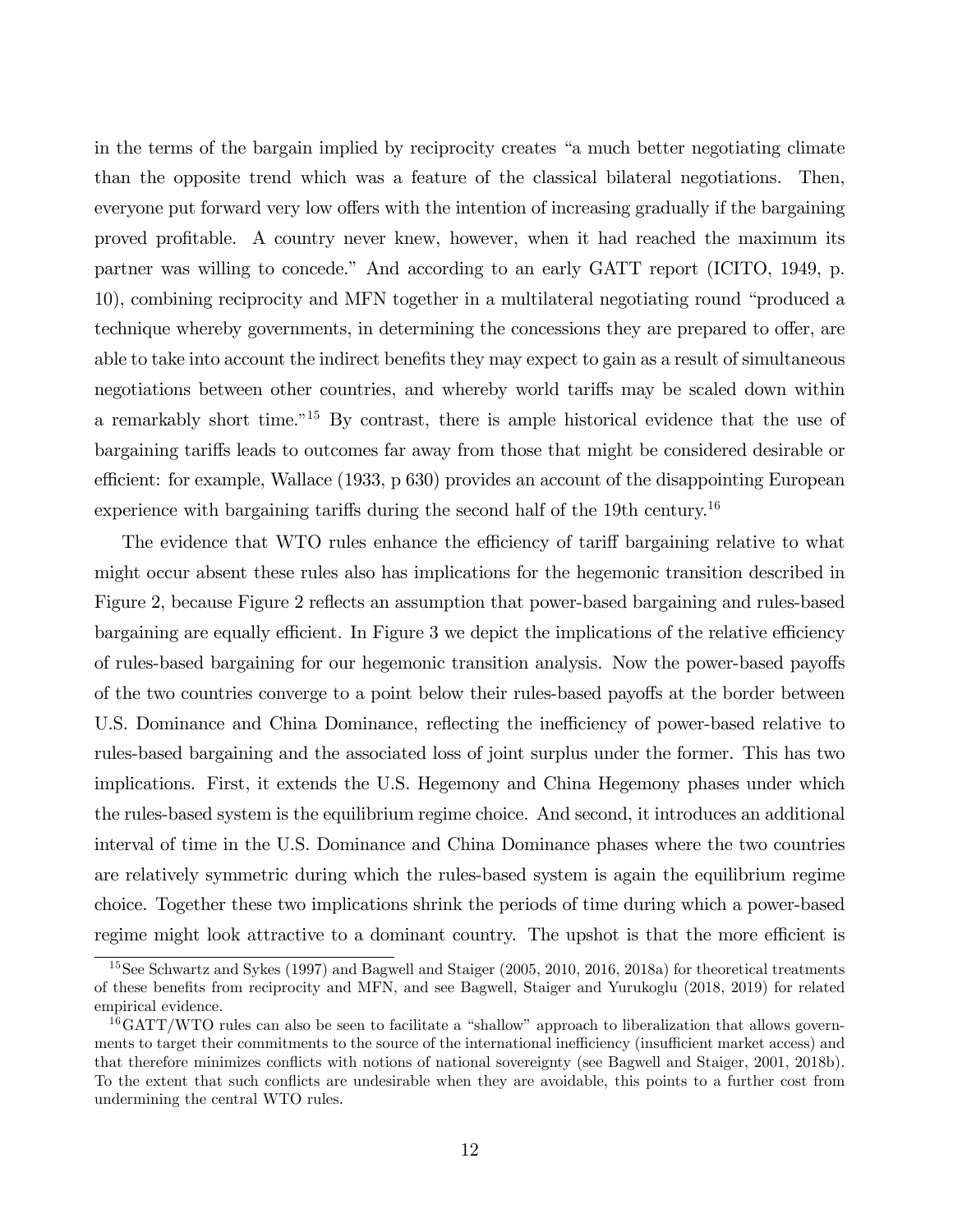in the terms of the bargain implied by reciprocity creates "a much better negotiating climate than the opposite trend which was a feature of the classical bilateral negotiations. Then, everyone put forward very low offers with the intention of increasing gradually if the bargaining proved profitable. A country never knew, however, when it had reached the maximum its partner was willing to concede." And according to an early GATT report (ICITO, 1949, p. 10), combining reciprocity and MFN together in a multilateral negotiating round "produced a technique whereby governments, in determining the concessions they are prepared to offer, are able to take into account the indirect benefits they may expect to gain as a result of simultaneous negotiations between other countries, and whereby world tariffs may be scaled down within a remarkably short time."[15] By contrast, there is ample historical evidence that the use of bargaining tariffs leads to outcomes far away from those that might be considered desirable or efficient: for example, Wallace (1933, p 630) provides an account of the disappointing European experience with bargaining tariffs during the second half of the 19th century.[16]

The evidence that WTO rules enhance the efficiency of tariff bargaining relative to what might occur absent these rules also has implications for the hegemonic transition described in Figure 2, because Figure 2 reflects an assumption that power-based bargaining and rules-based bargaining are equally efficient. In Figure 3 we depict the implications of the relative efficiency of rules-based bargaining for our hegemonic transition analysis. Now the power-based payoffs of the two countries converge to a point below their rules-based payoffs at the border between U.S. Dominance and China Dominance, reflecting the inefficiency of power-based relative to rules-based bargaining and the associated loss of joint surplus under the former. This has two implications. First, it extends the U.S. Hegemony and China Hegemony phases under which the rules-based system is the equilibrium regime choice. And second, it introduces an additional interval of time in the U.S. Dominance and China Dominance phases where the two countries are relatively symmetric during which the rules-based system is again the equilibrium regime choice. Together these two implications shrink the periods of time during which a power-based regime might look attractive to a dominant country. The upshot is that the more efficient is

[15] See Schwartz and Sykes (1997) and Bagwell and Staiger (2005, 2010, 2016, 2018a) for theoretical treatments of these benefits from reciprocity and MFN, and see Bagwell, Staiger and Yurukoglu (2018, 2019) for related empirical evidence.

[16] GATT/WTO rules can also be seen to facilitate a "shallow" approach to liberalization that allows governments to target their commitments to the source of the international inefficiency (insufficient market access) and that therefore minimizes conflicts with notions of national sovereignty (see Bagwell and Staiger, 2001, 2018b). To the extent that such conflicts are undesirable when they are avoidable, this points to a further cost from undermining the central WTO rules.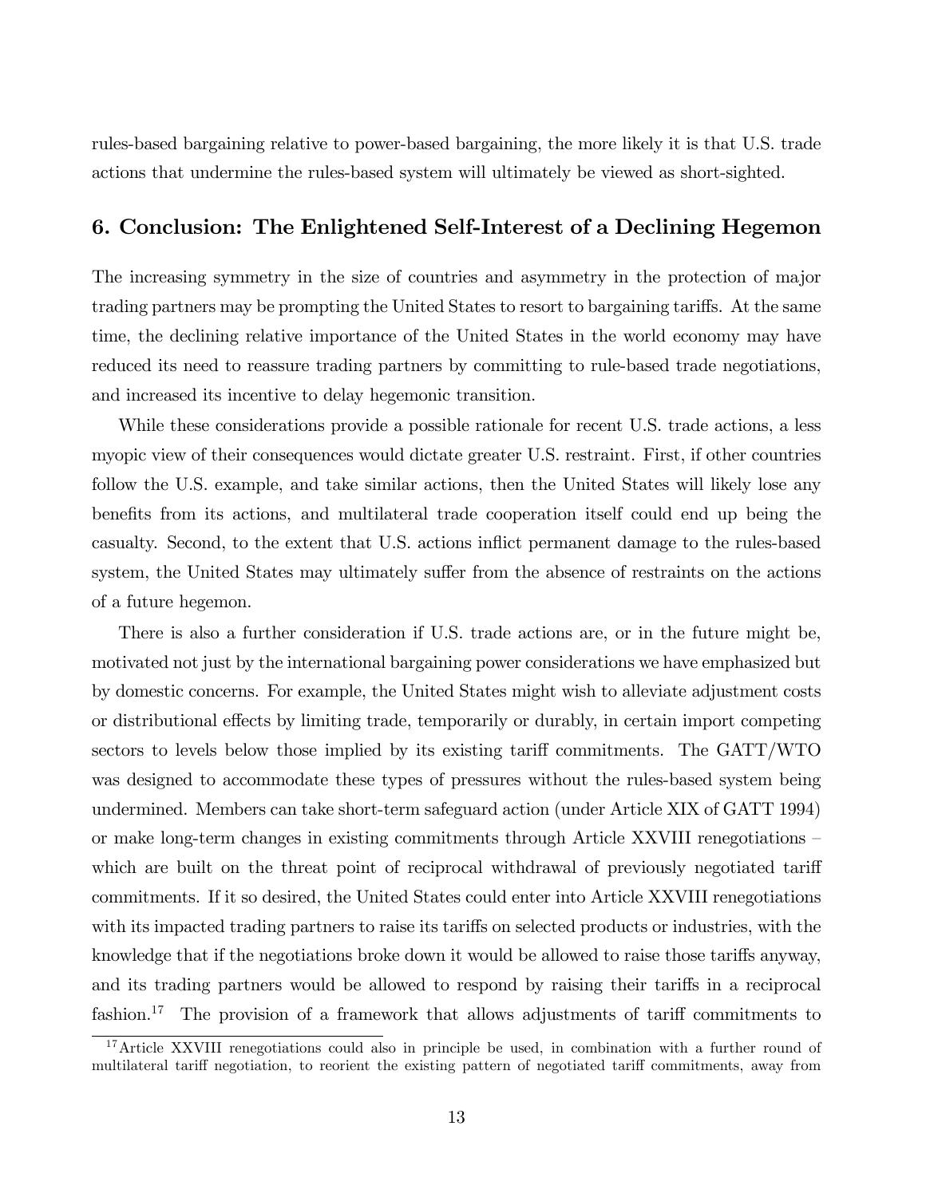rules-based bargaining relative to power-based bargaining, the more likely it is that U.S. trade actions that undermine the rules-based system will ultimately be viewed as short-sighted.

## 6. Conclusion: The Enlightened Self-Interest of a Declining Hegemon

The increasing symmetry in the size of countries and asymmetry in the protection of major trading partners may be prompting the United States to resort to bargaining tariffs. At the same time, the declining relative importance of the United States in the world economy may have reduced its need to reassure trading partners by committing to rule-based trade negotiations, and increased its incentive to delay hegemonic transition.

While these considerations provide a possible rationale for recent U.S. trade actions, a less myopic view of their consequences would dictate greater U.S. restraint. First, if other countries follow the U.S. example, and take similar actions, then the United States will likely lose any benefits from its actions, and multilateral trade cooperation itself could end up being the casualty. Second, to the extent that U.S. actions inflict permanent damage to the rules-based system, the United States may ultimately suffer from the absence of restraints on the actions of a future hegemon.

There is also a further consideration if U.S. trade actions are, or in the future might be, motivated not just by the international bargaining power considerations we have emphasized but by domestic concerns. For example, the United States might wish to alleviate adjustment costs or distributional effects by limiting trade, temporarily or durably, in certain import competing sectors to levels below those implied by its existing tariff commitments. The GATT/WTO was designed to accommodate these types of pressures without the rules-based system being undermined. Members can take short-term safeguard action (under Article XIX of GATT 1994) or make long-term changes in existing commitments through Article XXVIII renegotiations – which are built on the threat point of reciprocal withdrawal of previously negotiated tariff commitments. If it so desired, the United States could enter into Article XXVIII renegotiations with its impacted trading partners to raise its tariffs on selected products or industries, with the knowledge that if the negotiations broke down it would be allowed to raise those tariffs anyway, and its trading partners would be allowed to respond by raising their tariffs in a reciprocal fashion.[17] The provision of a framework that allows adjustments of tariff commitments to

[17] Article XXVIII renegotiations could also in principle be used, in combination with a further round of multilateral tariff negotiation, to reorient the existing pattern of negotiated tariff commitments, away from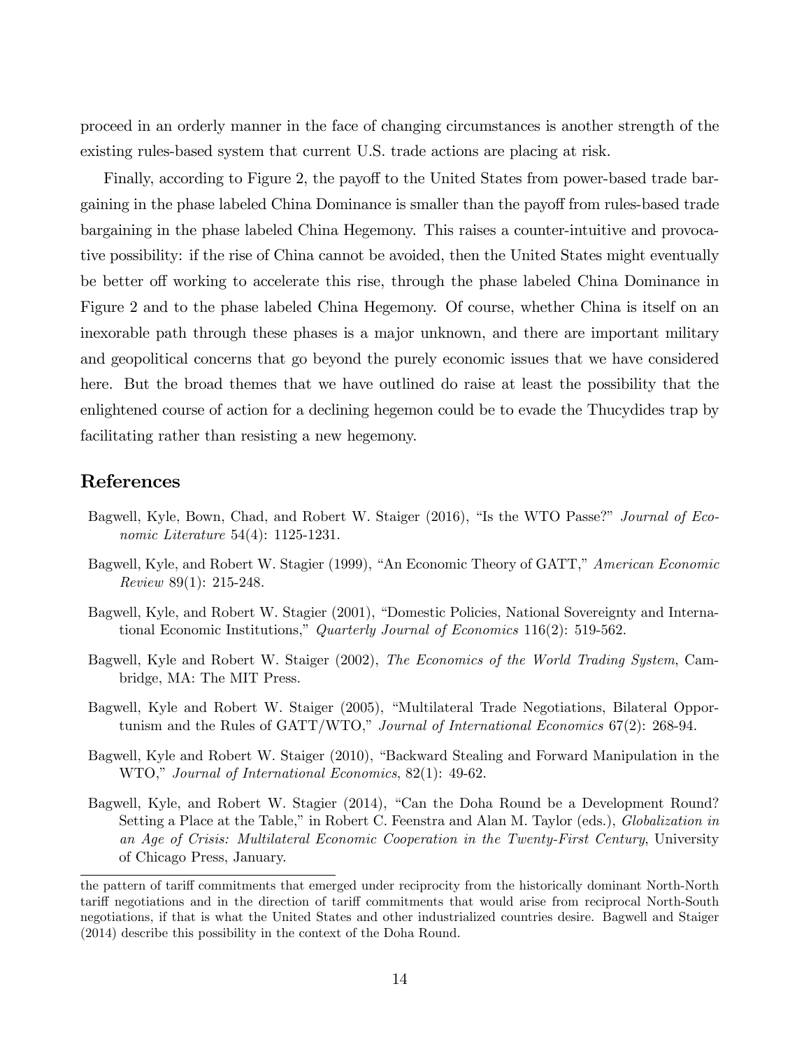proceed in an orderly manner in the face of changing circumstances is another strength of the existing rules-based system that current U.S. trade actions are placing at risk.

Finally, according to Figure 2, the payoff to the United States from power-based trade bargaining in the phase labeled China Dominance is smaller than the payoff from rules-based trade bargaining in the phase labeled China Hegemony. This raises a counter-intuitive and provocative possibility: if the rise of China cannot be avoided, then the United States might eventually be better off working to accelerate this rise, through the phase labeled China Dominance in Figure 2 and to the phase labeled China Hegemony. Of course, whether China is itself on an inexorable path through these phases is a major unknown, and there are important military and geopolitical concerns that go beyond the purely economic issues that we have considered here. But the broad themes that we have outlined do raise at least the possibility that the enlightened course of action for a declining hegemon could be to evade the Thucydides trap by facilitating rather than resisting a new hegemony.

## References

Bagwell, Kyle, Bown, Chad, and Robert W. Staiger (2016), "Is the WTO Passe?" *Journal of Economic Literature* 54(4): 1125-1231.

Bagwell, Kyle, and Robert W. Stagier (1999), "An Economic Theory of GATT," *American Economic Review* 89(1): 215-248.

Bagwell, Kyle, and Robert W. Stagier (2001), "Domestic Policies, National Sovereignty and International Economic Institutions," *Quarterly Journal of Economics* 116(2): 519-562.

Bagwell, Kyle and Robert W. Staiger (2002), *The Economics of the World Trading System*, Cambridge, MA: The MIT Press.

Bagwell, Kyle and Robert W. Staiger (2005), "Multilateral Trade Negotiations, Bilateral Opportunism and the Rules of GATT/WTO," *Journal of International Economics* 67(2): 268-94.

Bagwell, Kyle and Robert W. Staiger (2010), "Backward Stealing and Forward Manipulation in the WTO," *Journal of International Economics*, 82(1): 49-62.

Bagwell, Kyle, and Robert W. Stagier (2014), "Can the Doha Round be a Development Round? Setting a Place at the Table," in Robert C. Feenstra and Alan M. Taylor (eds.), *Globalization in an Age of Crisis: Multilateral Economic Cooperation in the Twenty-First Century*, University of Chicago Press, January.

---

the pattern of tariff commitments that emerged under reciprocity from the historically dominant North-North tariff negotiations and in the direction of tariff commitments that would arise from reciprocal North-South negotiations, if that is what the United States and other industrialized countries desire. Bagwell and Staiger (2014) describe this possibility in the context of the Doha Round.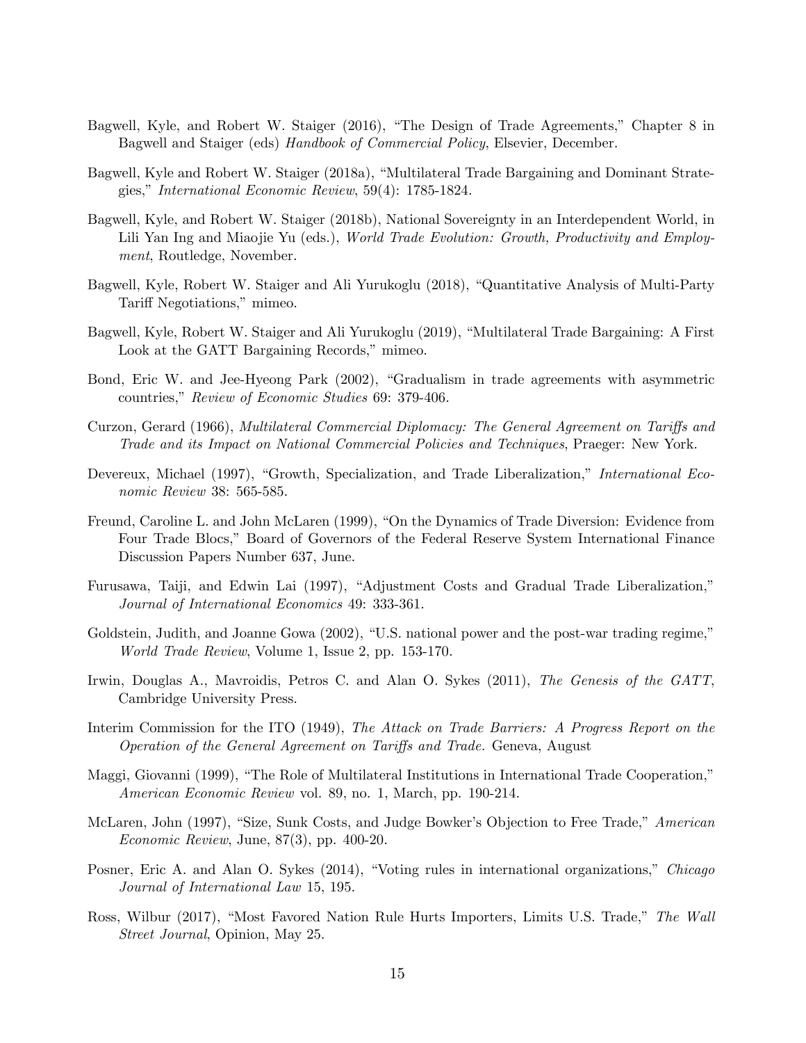Bagwell, Kyle, and Robert W. Staiger (2016), "The Design of Trade Agreements," Chapter 8 in Bagwell and Staiger (eds) *Handbook of Commercial Policy*, Elsevier, December.

Bagwell, Kyle and Robert W. Staiger (2018a), "Multilateral Trade Bargaining and Dominant Strategies," *International Economic Review*, 59(4): 1785-1824.

Bagwell, Kyle, and Robert W. Staiger (2018b), National Sovereignty in an Interdependent World, in Lili Yan Ing and Miaojie Yu (eds.), *World Trade Evolution: Growth, Productivity and Employment*, Routledge, November.

Bagwell, Kyle, Robert W. Staiger and Ali Yurukoglu (2018), "Quantitative Analysis of Multi-Party Tariff Negotiations," mimeo.

Bagwell, Kyle, Robert W. Staiger and Ali Yurukoglu (2019), "Multilateral Trade Bargaining: A First Look at the GATT Bargaining Records," mimeo.

Bond, Eric W. and Jee-Hyeong Park (2002), "Gradualism in trade agreements with asymmetric countries," *Review of Economic Studies* 69: 379-406.

Curzon, Gerard (1966), *Multilateral Commercial Diplomacy: The General Agreement on Tariffs and Trade and its Impact on National Commercial Policies and Techniques*, Praeger: New York.

Devereux, Michael (1997), "Growth, Specialization, and Trade Liberalization," *International Economic Review* 38: 565-585.

Freund, Caroline L. and John McLaren (1999), "On the Dynamics of Trade Diversion: Evidence from Four Trade Blocs," Board of Governors of the Federal Reserve System International Finance Discussion Papers Number 637, June.

Furusawa, Taiji, and Edwin Lai (1997), "Adjustment Costs and Gradual Trade Liberalization," *Journal of International Economics* 49: 333-361.

Goldstein, Judith, and Joanne Gowa (2002), "U.S. national power and the post-war trading regime," *World Trade Review*, Volume 1, Issue 2, pp. 153-170.

Irwin, Douglas A., Mavroidis, Petros C. and Alan O. Sykes (2011), *The Genesis of the GATT*, Cambridge University Press.

Interim Commission for the ITO (1949), *The Attack on Trade Barriers: A Progress Report on the Operation of the General Agreement on Tariffs and Trade.* Geneva, August

Maggi, Giovanni (1999), "The Role of Multilateral Institutions in International Trade Cooperation," *American Economic Review* vol. 89, no. 1, March, pp. 190-214.

McLaren, John (1997), "Size, Sunk Costs, and Judge Bowker's Objection to Free Trade," *American Economic Review*, June, 87(3), pp. 400-20.

Posner, Eric A. and Alan O. Sykes (2014), "Voting rules in international organizations," *Chicago Journal of International Law* 15, 195.

Ross, Wilbur (2017), "Most Favored Nation Rule Hurts Importers, Limits U.S. Trade," *The Wall Street Journal*, Opinion, May 25.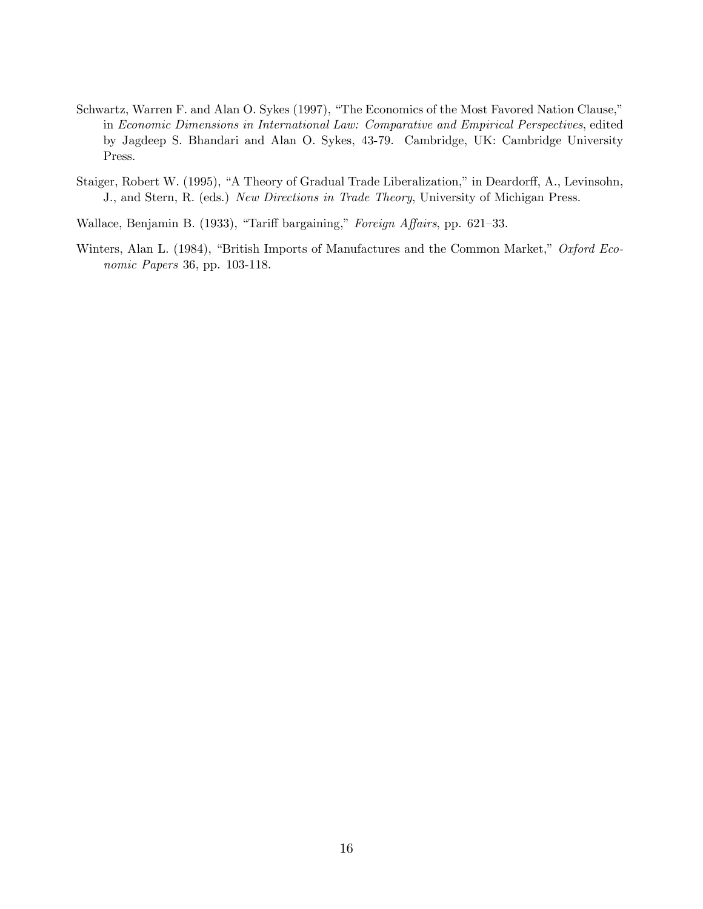Schwartz, Warren F. and Alan O. Sykes (1997), "The Economics of the Most Favored Nation Clause," in *Economic Dimensions in International Law: Comparative and Empirical Perspectives*, edited by Jagdeep S. Bhandari and Alan O. Sykes, 43-79. Cambridge, UK: Cambridge University Press.

Staiger, Robert W. (1995), "A Theory of Gradual Trade Liberalization," in Deardorff, A., Levinsohn, J., and Stern, R. (eds.) *New Directions in Trade Theory*, University of Michigan Press.

Wallace, Benjamin B. (1933), "Tariff bargaining," *Foreign Affairs*, pp. 621–33.

Winters, Alan L. (1984), "British Imports of Manufactures and the Common Market," *Oxford Economic Papers* 36, pp. 103-118.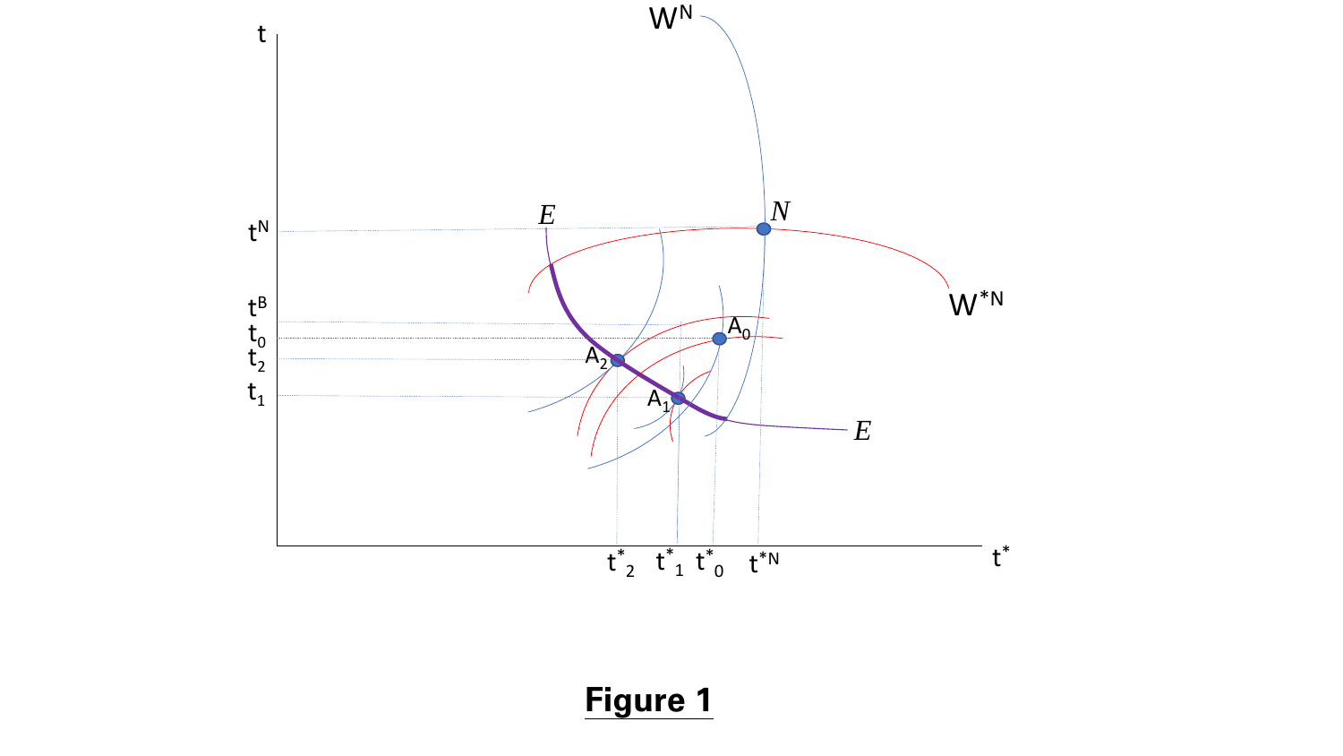**Figure 1**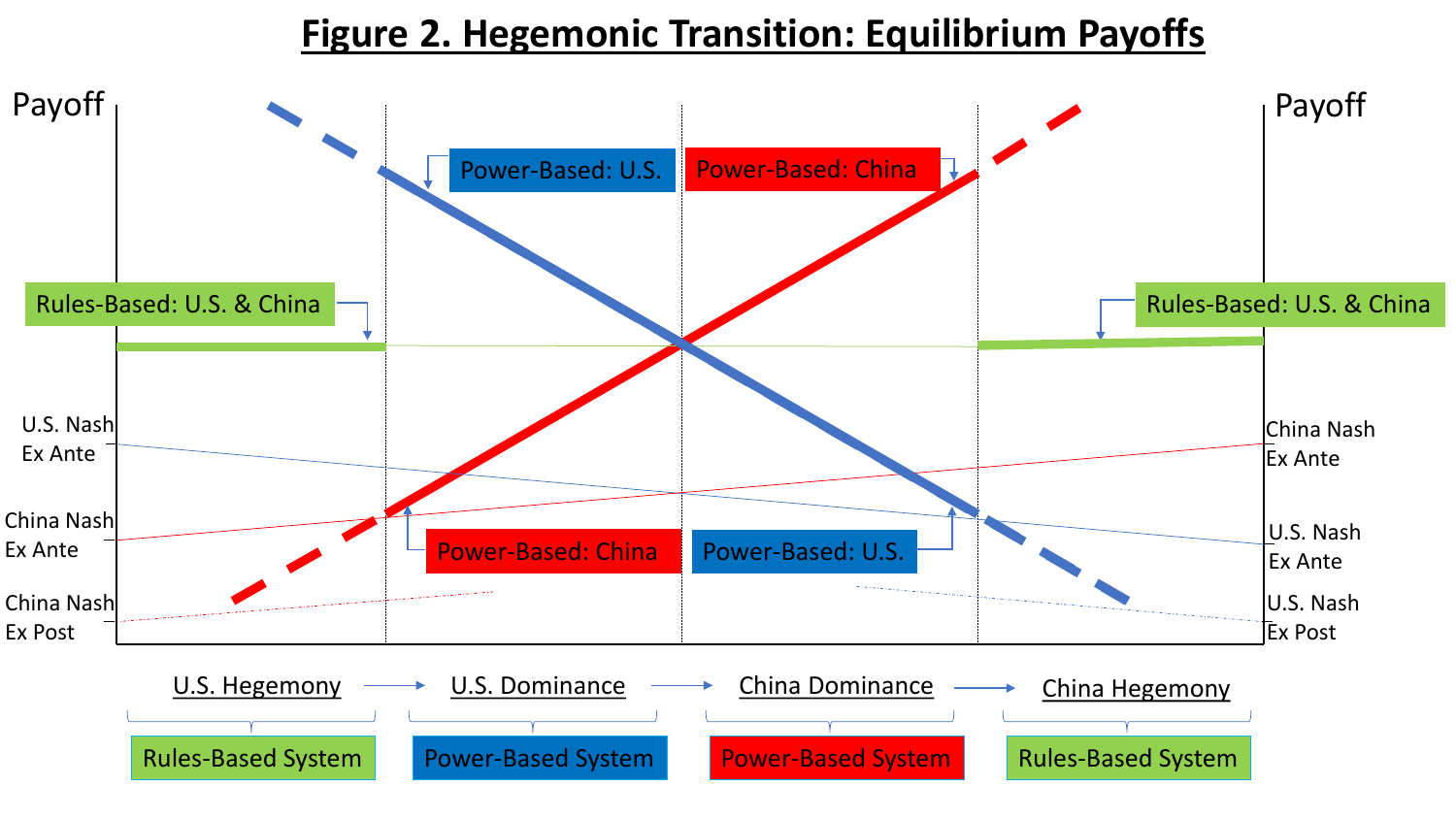# Figure 2. Hegemonic Transition: Equilibrium Payoffs

Payoff

Payoff

Power-Based: U.S.

Power-Based: China

Rules-Based: U.S. & China

Rules-Based: U.S. & China

U.S. Nash Ex Ante

China Nash Ex Ante

China Nash Ex Post

China Nash Ex Ante

U.S. Nash Ex Ante

U.S. Nash Ex Post

Power-Based: China

Power-Based: U.S.

U.S. Hegemony → U.S. Dominance → China Dominance → China Hegemony

Rules-Based System | Power-Based System | Power-Based System | Rules-Based System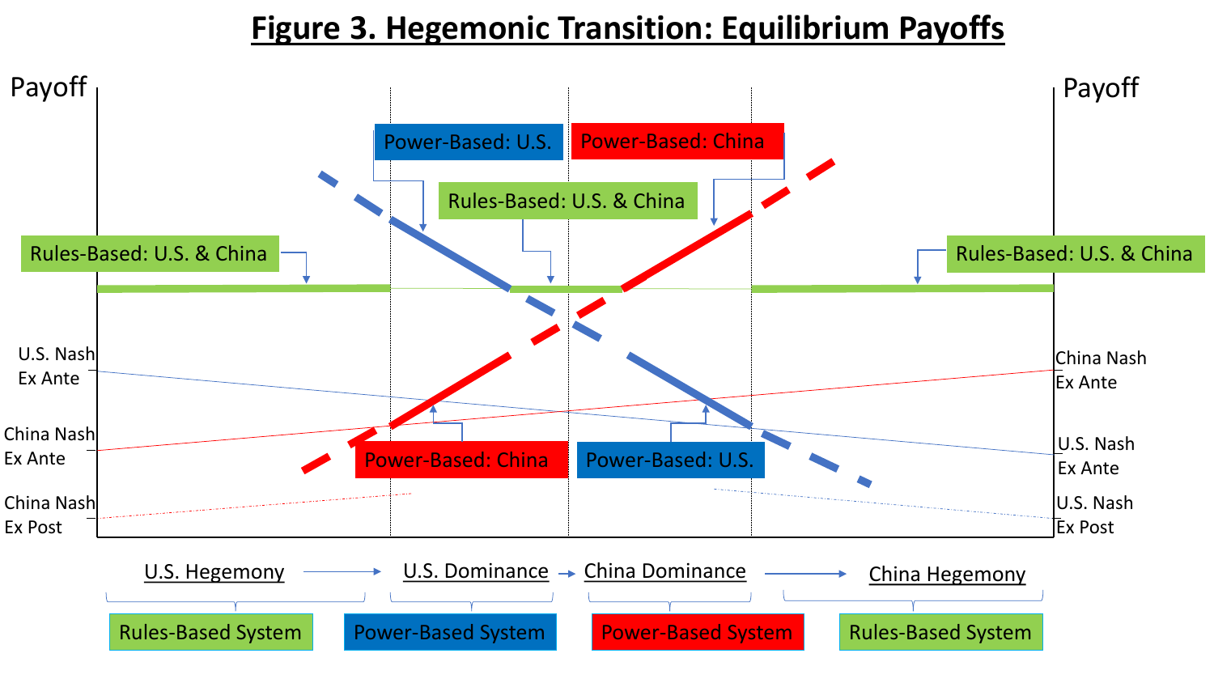# Figure 3. Hegemonic Transition: Equilibrium Payoffs

Payoff

Payoff

Power-Based: U.S.

Power-Based: China

Rules-Based: U.S. & China

Rules-Based: U.S. & China

Rules-Based: U.S. & China

U.S. Nash Ex Ante

China Nash Ex Ante

China Nash Ex Post

China Nash Ex Ante

U.S. Nash Ex Ante

U.S. Nash Ex Post

Power-Based: China

Power-Based: U.S.

U.S. Hegemony → U.S. Dominance → China Dominance → China Hegemony

Rules-Based System

Power-Based System

Power-Based System

Rules-Based System